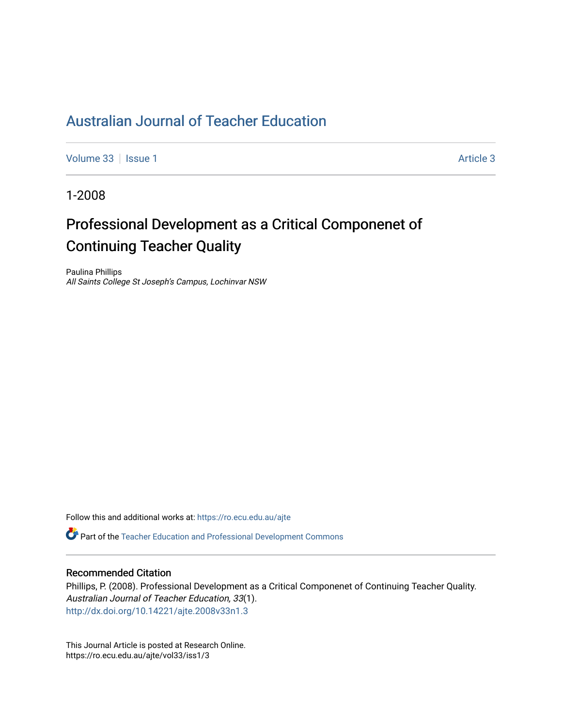# Australian Journal of Teacher Education

Volume 33 | Issue 1 Article 3

1-2008

## Professional Development as a Critical Componenet of Continuing Teacher Quality

Paulina Phillips
*All Saints College St Joseph's Campus, Lochinvar NSW*

Follow this and additional works at: https://ro.ecu.edu.au/ajte

Part of the Teacher Education and Professional Development Commons

### Recommended Citation

Phillips, P. (2008). Professional Development as a Critical Componenet of Continuing Teacher Quality. *Australian Journal of Teacher Education, 33*(1).
http://dx.doi.org/10.14221/ajte.2008v33n1.3

This Journal Article is posted at Research Online.
https://ro.ecu.edu.au/ajte/vol33/iss1/3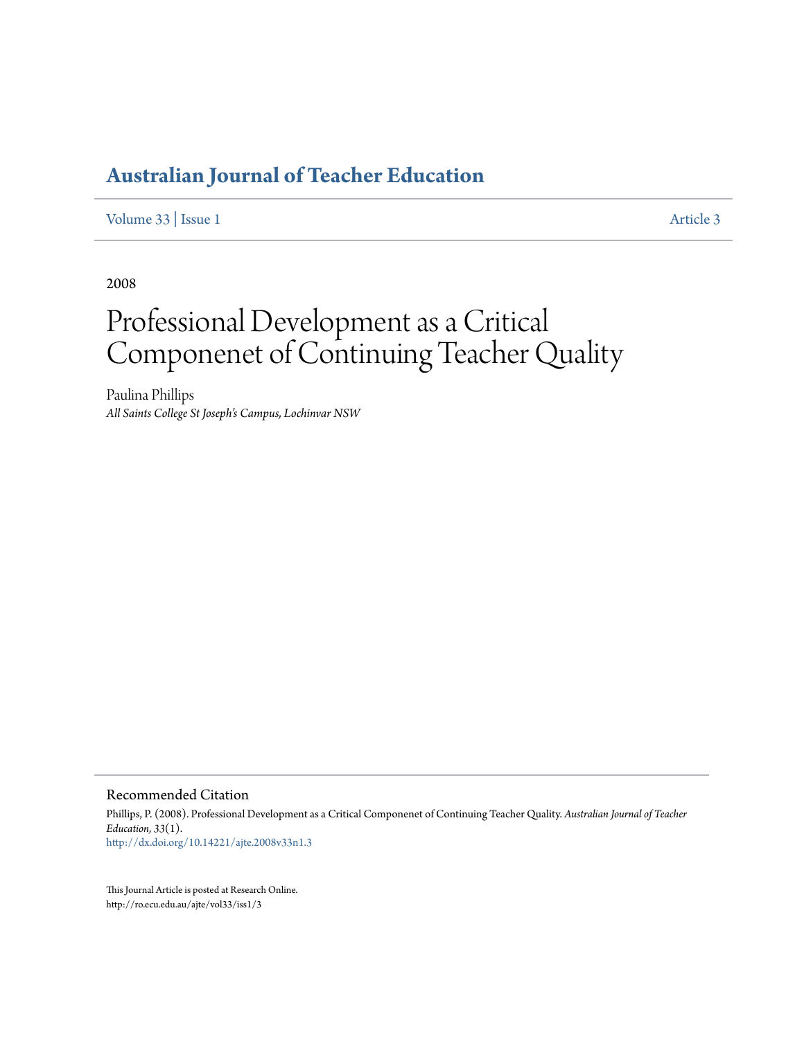# Australian Journal of Teacher Education

Volume 33 | Issue 1 Article 3

2008

# Professional Development as a Critical Componenet of Continuing Teacher Quality

Paulina Phillips
*All Saints College St Joseph's Campus, Lochinvar NSW*

## Recommended Citation

Phillips, P. (2008). Professional Development as a Critical Componenet of Continuing Teacher Quality. *Australian Journal of Teacher Education, 33*(1).
http://dx.doi.org/10.14221/ajte.2008v33n1.3

This Journal Article is posted at Research Online.
http://ro.ecu.edu.au/ajte/vol33/iss1/3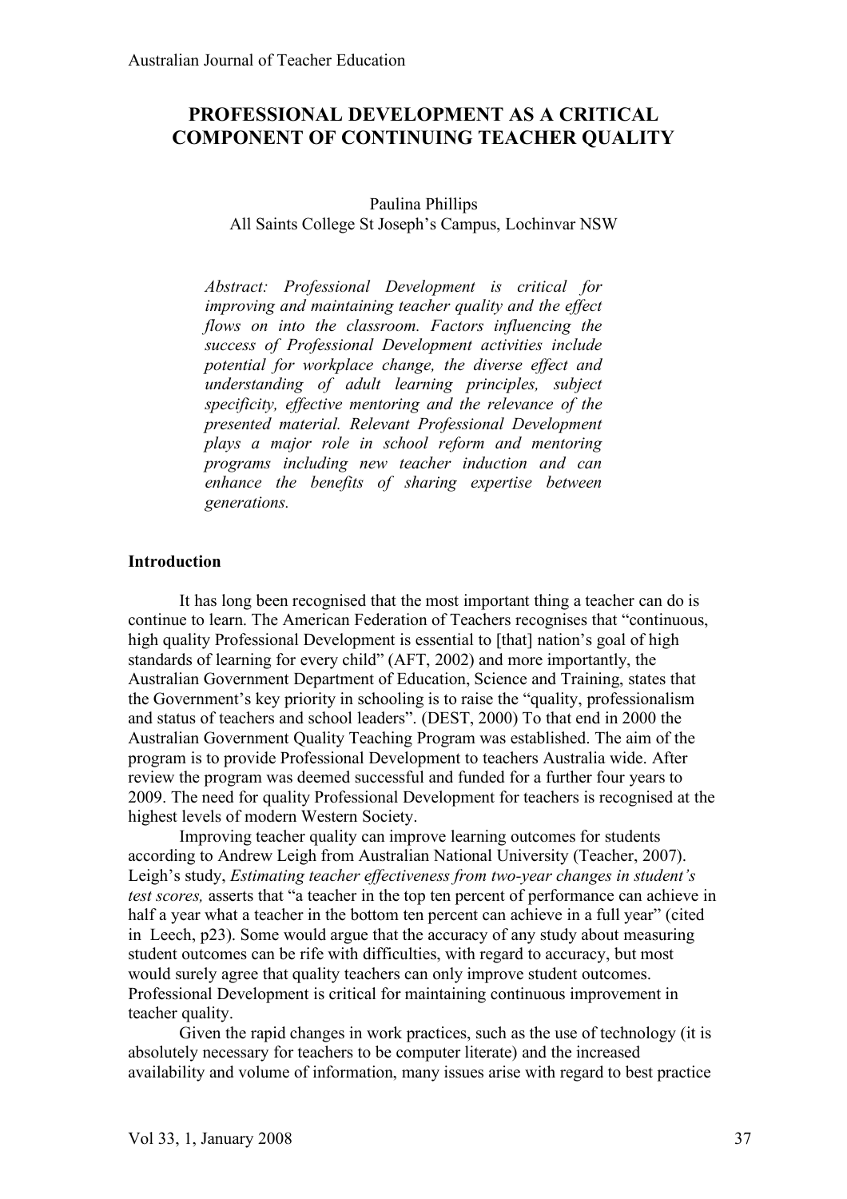# PROFESSIONAL DEVELOPMENT AS A CRITICAL COMPONENT OF CONTINUING TEACHER QUALITY

Paulina Phillips
All Saints College St Joseph's Campus, Lochinvar NSW

*Abstract: Professional Development is critical for improving and maintaining teacher quality and the effect flows on into the classroom. Factors influencing the success of Professional Development activities include potential for workplace change, the diverse effect and understanding of adult learning principles, subject specificity, effective mentoring and the relevance of the presented material. Relevant Professional Development plays a major role in school reform and mentoring programs including new teacher induction and can enhance the benefits of sharing expertise between generations.*

## Introduction

It has long been recognised that the most important thing a teacher can do is continue to learn. The American Federation of Teachers recognises that "continuous, high quality Professional Development is essential to [that] nation's goal of high standards of learning for every child" (AFT, 2002) and more importantly, the Australian Government Department of Education, Science and Training, states that the Government's key priority in schooling is to raise the "quality, professionalism and status of teachers and school leaders". (DEST, 2000) To that end in 2000 the Australian Government Quality Teaching Program was established. The aim of the program is to provide Professional Development to teachers Australia wide. After review the program was deemed successful and funded for a further four years to 2009. The need for quality Professional Development for teachers is recognised at the highest levels of modern Western Society.

Improving teacher quality can improve learning outcomes for students according to Andrew Leigh from Australian National University (Teacher, 2007). Leigh's study, *Estimating teacher effectiveness from two-year changes in student's test scores,* asserts that "a teacher in the top ten percent of performance can achieve in half a year what a teacher in the bottom ten percent can achieve in a full year" (cited in Leech, p23). Some would argue that the accuracy of any study about measuring student outcomes can be rife with difficulties, with regard to accuracy, but most would surely agree that quality teachers can only improve student outcomes. Professional Development is critical for maintaining continuous improvement in teacher quality.

Given the rapid changes in work practices, such as the use of technology (it is absolutely necessary for teachers to be computer literate) and the increased availability and volume of information, many issues arise with regard to best practice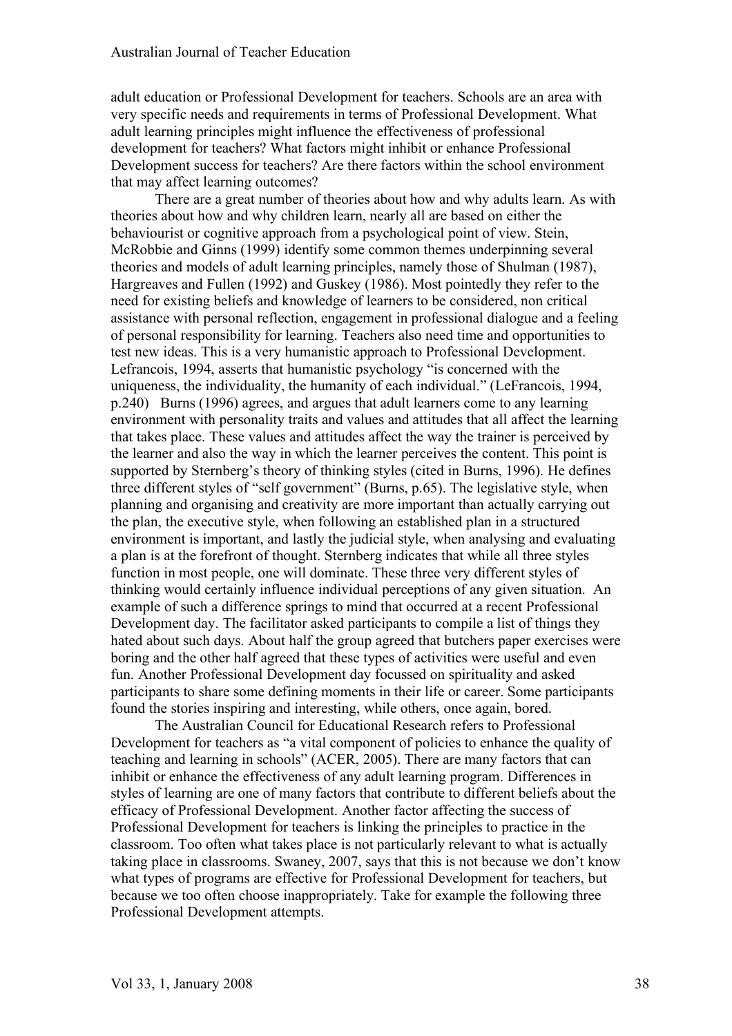adult education or Professional Development for teachers. Schools are an area with very specific needs and requirements in terms of Professional Development. What adult learning principles might influence the effectiveness of professional development for teachers? What factors might inhibit or enhance Professional Development success for teachers? Are there factors within the school environment that may affect learning outcomes?

There are a great number of theories about how and why adults learn. As with theories about how and why children learn, nearly all are based on either the behaviourist or cognitive approach from a psychological point of view. Stein, McRobbie and Ginns (1999) identify some common themes underpinning several theories and models of adult learning principles, namely those of Shulman (1987), Hargreaves and Fullen (1992) and Guskey (1986). Most pointedly they refer to the need for existing beliefs and knowledge of learners to be considered, non critical assistance with personal reflection, engagement in professional dialogue and a feeling of personal responsibility for learning. Teachers also need time and opportunities to test new ideas. This is a very humanistic approach to Professional Development. Lefrancois, 1994, asserts that humanistic psychology "is concerned with the uniqueness, the individuality, the humanity of each individual." (LeFrancois, 1994, p.240) Burns (1996) agrees, and argues that adult learners come to any learning environment with personality traits and values and attitudes that all affect the learning that takes place. These values and attitudes affect the way the trainer is perceived by the learner and also the way in which the learner perceives the content. This point is supported by Sternberg's theory of thinking styles (cited in Burns, 1996). He defines three different styles of "self government" (Burns, p.65). The legislative style, when planning and organising and creativity are more important than actually carrying out the plan, the executive style, when following an established plan in a structured environment is important, and lastly the judicial style, when analysing and evaluating a plan is at the forefront of thought. Sternberg indicates that while all three styles function in most people, one will dominate. These three very different styles of thinking would certainly influence individual perceptions of any given situation. An example of such a difference springs to mind that occurred at a recent Professional Development day. The facilitator asked participants to compile a list of things they hated about such days. About half the group agreed that butchers paper exercises were boring and the other half agreed that these types of activities were useful and even fun. Another Professional Development day focussed on spirituality and asked participants to share some defining moments in their life or career. Some participants found the stories inspiring and interesting, while others, once again, bored.

The Australian Council for Educational Research refers to Professional Development for teachers as "a vital component of policies to enhance the quality of teaching and learning in schools" (ACER, 2005). There are many factors that can inhibit or enhance the effectiveness of any adult learning program. Differences in styles of learning are one of many factors that contribute to different beliefs about the efficacy of Professional Development. Another factor affecting the success of Professional Development for teachers is linking the principles to practice in the classroom. Too often what takes place is not particularly relevant to what is actually taking place in classrooms. Swaney, 2007, says that this is not because we don't know what types of programs are effective for Professional Development for teachers, but because we too often choose inappropriately. Take for example the following three Professional Development attempts.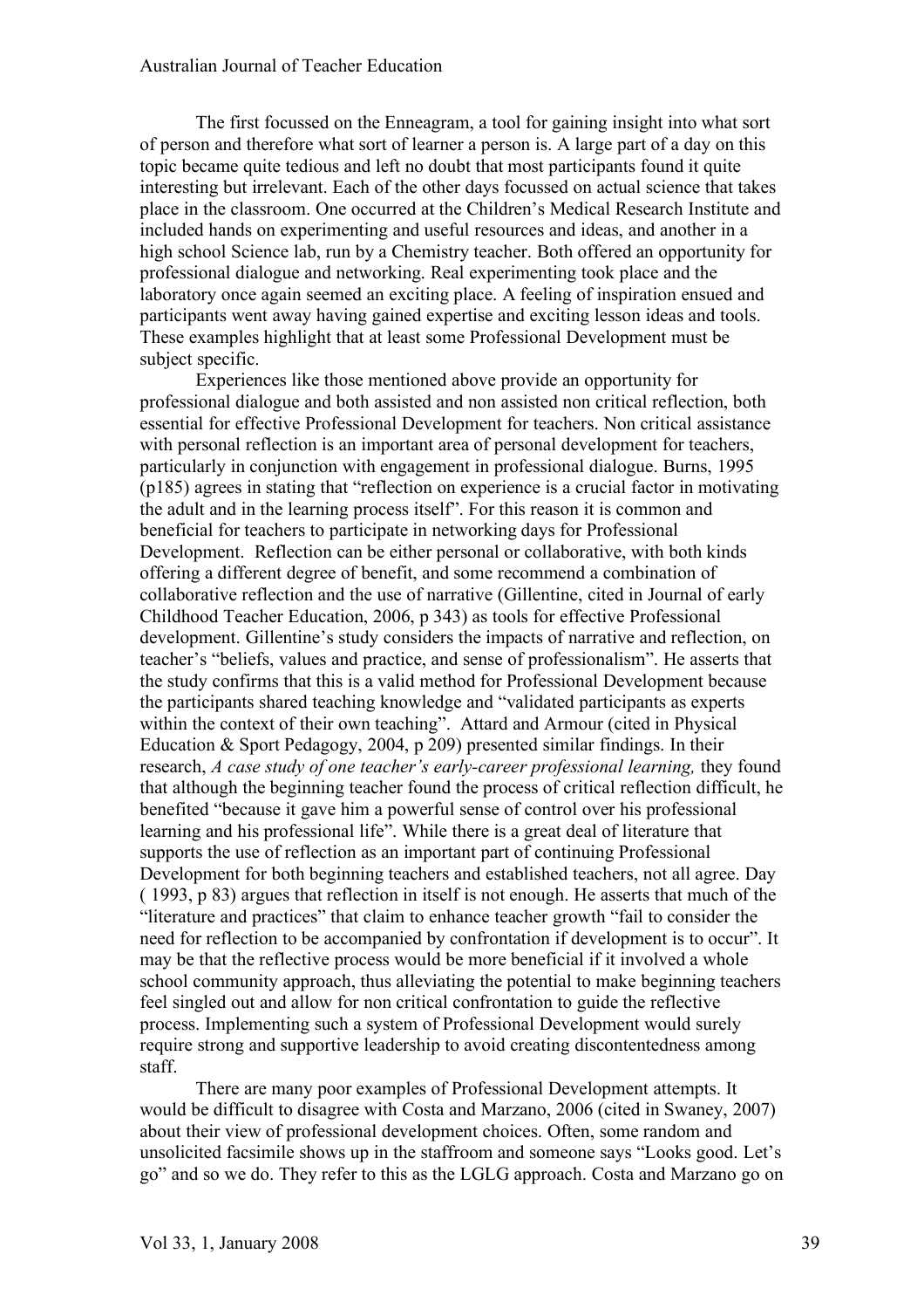The first focussed on the Enneagram, a tool for gaining insight into what sort of person and therefore what sort of learner a person is. A large part of a day on this topic became quite tedious and left no doubt that most participants found it quite interesting but irrelevant. Each of the other days focussed on actual science that takes place in the classroom. One occurred at the Children's Medical Research Institute and included hands on experimenting and useful resources and ideas, and another in a high school Science lab, run by a Chemistry teacher. Both offered an opportunity for professional dialogue and networking. Real experimenting took place and the laboratory once again seemed an exciting place. A feeling of inspiration ensued and participants went away having gained expertise and exciting lesson ideas and tools. These examples highlight that at least some Professional Development must be subject specific.

Experiences like those mentioned above provide an opportunity for professional dialogue and both assisted and non assisted non critical reflection, both essential for effective Professional Development for teachers. Non critical assistance with personal reflection is an important area of personal development for teachers, particularly in conjunction with engagement in professional dialogue. Burns, 1995 (p185) agrees in stating that "reflection on experience is a crucial factor in motivating the adult and in the learning process itself". For this reason it is common and beneficial for teachers to participate in networking days for Professional Development. Reflection can be either personal or collaborative, with both kinds offering a different degree of benefit, and some recommend a combination of collaborative reflection and the use of narrative (Gillentine, cited in Journal of early Childhood Teacher Education, 2006, p 343) as tools for effective Professional development. Gillentine's study considers the impacts of narrative and reflection, on teacher's "beliefs, values and practice, and sense of professionalism". He asserts that the study confirms that this is a valid method for Professional Development because the participants shared teaching knowledge and "validated participants as experts within the context of their own teaching". Attard and Armour (cited in Physical Education & Sport Pedagogy, 2004, p 209) presented similar findings. In their research, *A case study of one teacher's early-career professional learning,* they found that although the beginning teacher found the process of critical reflection difficult, he benefited "because it gave him a powerful sense of control over his professional learning and his professional life". While there is a great deal of literature that supports the use of reflection as an important part of continuing Professional Development for both beginning teachers and established teachers, not all agree. Day ( 1993, p 83) argues that reflection in itself is not enough. He asserts that much of the "literature and practices" that claim to enhance teacher growth "fail to consider the need for reflection to be accompanied by confrontation if development is to occur". It may be that the reflective process would be more beneficial if it involved a whole school community approach, thus alleviating the potential to make beginning teachers feel singled out and allow for non critical confrontation to guide the reflective process. Implementing such a system of Professional Development would surely require strong and supportive leadership to avoid creating discontentedness among staff.

There are many poor examples of Professional Development attempts. It would be difficult to disagree with Costa and Marzano, 2006 (cited in Swaney, 2007) about their view of professional development choices. Often, some random and unsolicited facsimile shows up in the staffroom and someone says "Looks good. Let's go" and so we do. They refer to this as the LGLG approach. Costa and Marzano go on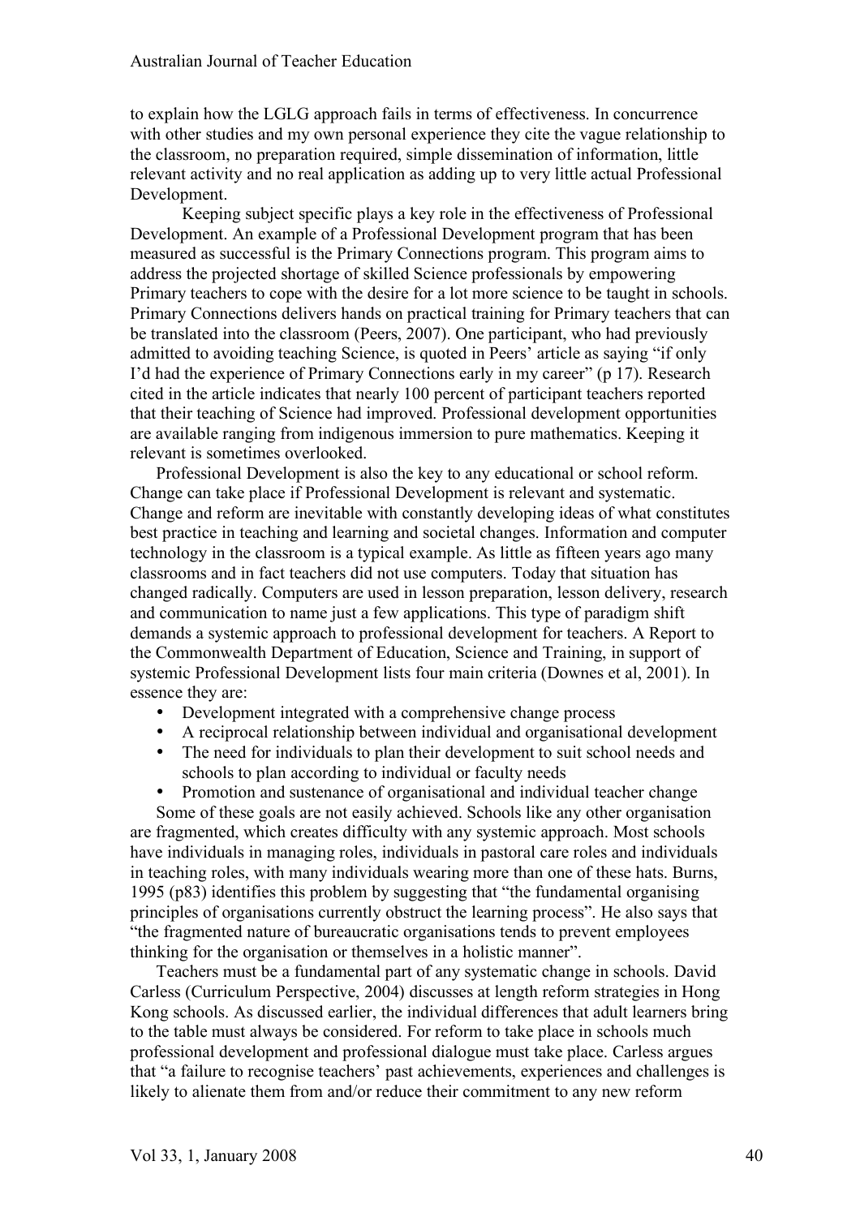to explain how the LGLG approach fails in terms of effectiveness. In concurrence with other studies and my own personal experience they cite the vague relationship to the classroom, no preparation required, simple dissemination of information, little relevant activity and no real application as adding up to very little actual Professional Development.

Keeping subject specific plays a key role in the effectiveness of Professional Development. An example of a Professional Development program that has been measured as successful is the Primary Connections program. This program aims to address the projected shortage of skilled Science professionals by empowering Primary teachers to cope with the desire for a lot more science to be taught in schools. Primary Connections delivers hands on practical training for Primary teachers that can be translated into the classroom (Peers, 2007). One participant, who had previously admitted to avoiding teaching Science, is quoted in Peers' article as saying "if only I'd had the experience of Primary Connections early in my career" (p 17). Research cited in the article indicates that nearly 100 percent of participant teachers reported that their teaching of Science had improved. Professional development opportunities are available ranging from indigenous immersion to pure mathematics. Keeping it relevant is sometimes overlooked.

Professional Development is also the key to any educational or school reform. Change can take place if Professional Development is relevant and systematic. Change and reform are inevitable with constantly developing ideas of what constitutes best practice in teaching and learning and societal changes. Information and computer technology in the classroom is a typical example. As little as fifteen years ago many classrooms and in fact teachers did not use computers. Today that situation has changed radically. Computers are used in lesson preparation, lesson delivery, research and communication to name just a few applications. This type of paradigm shift demands a systemic approach to professional development for teachers. A Report to the Commonwealth Department of Education, Science and Training, in support of systemic Professional Development lists four main criteria (Downes et al, 2001). In essence they are:

- Development integrated with a comprehensive change process
- A reciprocal relationship between individual and organisational development
- The need for individuals to plan their development to suit school needs and schools to plan according to individual or faculty needs
- Promotion and sustenance of organisational and individual teacher change

Some of these goals are not easily achieved. Schools like any other organisation are fragmented, which creates difficulty with any systemic approach. Most schools have individuals in managing roles, individuals in pastoral care roles and individuals in teaching roles, with many individuals wearing more than one of these hats. Burns, 1995 (p83) identifies this problem by suggesting that "the fundamental organising principles of organisations currently obstruct the learning process". He also says that "the fragmented nature of bureaucratic organisations tends to prevent employees thinking for the organisation or themselves in a holistic manner".

Teachers must be a fundamental part of any systematic change in schools. David Carless (Curriculum Perspective, 2004) discusses at length reform strategies in Hong Kong schools. As discussed earlier, the individual differences that adult learners bring to the table must always be considered. For reform to take place in schools much professional development and professional dialogue must take place. Carless argues that "a failure to recognise teachers' past achievements, experiences and challenges is likely to alienate them from and/or reduce their commitment to any new reform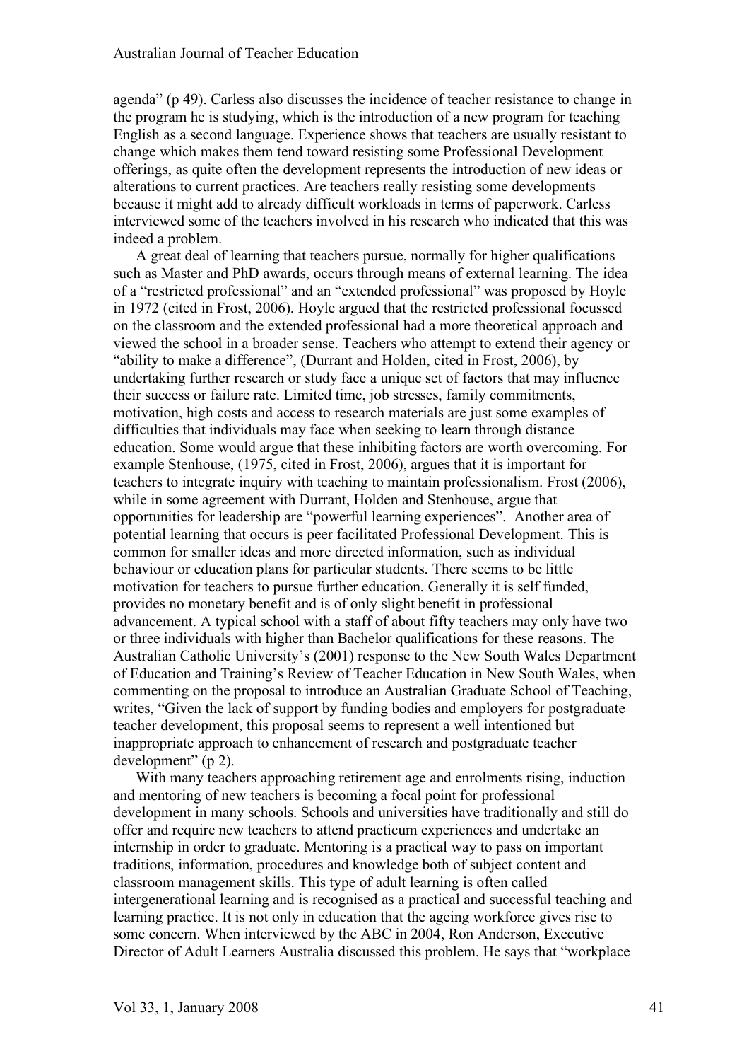agenda" (p 49). Carless also discusses the incidence of teacher resistance to change in the program he is studying, which is the introduction of a new program for teaching English as a second language. Experience shows that teachers are usually resistant to change which makes them tend toward resisting some Professional Development offerings, as quite often the development represents the introduction of new ideas or alterations to current practices. Are teachers really resisting some developments because it might add to already difficult workloads in terms of paperwork. Carless interviewed some of the teachers involved in his research who indicated that this was indeed a problem.

A great deal of learning that teachers pursue, normally for higher qualifications such as Master and PhD awards, occurs through means of external learning. The idea of a "restricted professional" and an "extended professional" was proposed by Hoyle in 1972 (cited in Frost, 2006). Hoyle argued that the restricted professional focussed on the classroom and the extended professional had a more theoretical approach and viewed the school in a broader sense. Teachers who attempt to extend their agency or "ability to make a difference", (Durrant and Holden, cited in Frost, 2006), by undertaking further research or study face a unique set of factors that may influence their success or failure rate. Limited time, job stresses, family commitments, motivation, high costs and access to research materials are just some examples of difficulties that individuals may face when seeking to learn through distance education. Some would argue that these inhibiting factors are worth overcoming. For example Stenhouse, (1975, cited in Frost, 2006), argues that it is important for teachers to integrate inquiry with teaching to maintain professionalism. Frost (2006), while in some agreement with Durrant, Holden and Stenhouse, argue that opportunities for leadership are "powerful learning experiences". Another area of potential learning that occurs is peer facilitated Professional Development. This is common for smaller ideas and more directed information, such as individual behaviour or education plans for particular students. There seems to be little motivation for teachers to pursue further education. Generally it is self funded, provides no monetary benefit and is of only slight benefit in professional advancement. A typical school with a staff of about fifty teachers may only have two or three individuals with higher than Bachelor qualifications for these reasons. The Australian Catholic University's (2001) response to the New South Wales Department of Education and Training's Review of Teacher Education in New South Wales, when commenting on the proposal to introduce an Australian Graduate School of Teaching, writes, "Given the lack of support by funding bodies and employers for postgraduate teacher development, this proposal seems to represent a well intentioned but inappropriate approach to enhancement of research and postgraduate teacher development" (p 2).

With many teachers approaching retirement age and enrolments rising, induction and mentoring of new teachers is becoming a focal point for professional development in many schools. Schools and universities have traditionally and still do offer and require new teachers to attend practicum experiences and undertake an internship in order to graduate. Mentoring is a practical way to pass on important traditions, information, procedures and knowledge both of subject content and classroom management skills. This type of adult learning is often called intergenerational learning and is recognised as a practical and successful teaching and learning practice. It is not only in education that the ageing workforce gives rise to some concern. When interviewed by the ABC in 2004, Ron Anderson, Executive Director of Adult Learners Australia discussed this problem. He says that "workplace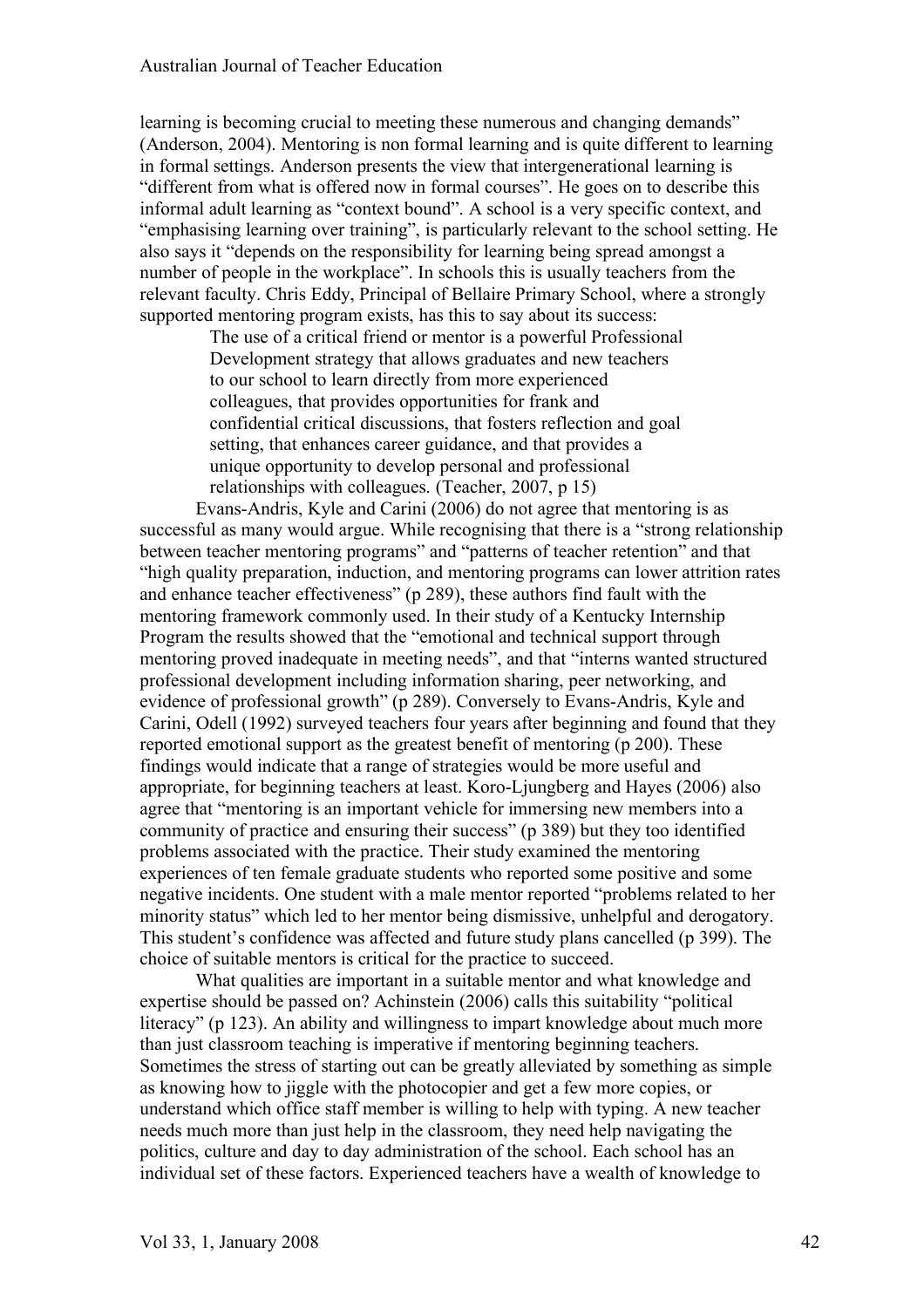learning is becoming crucial to meeting these numerous and changing demands" (Anderson, 2004). Mentoring is non formal learning and is quite different to learning in formal settings. Anderson presents the view that intergenerational learning is "different from what is offered now in formal courses". He goes on to describe this informal adult learning as "context bound". A school is a very specific context, and "emphasising learning over training", is particularly relevant to the school setting. He also says it "depends on the responsibility for learning being spread amongst a number of people in the workplace". In schools this is usually teachers from the relevant faculty. Chris Eddy, Principal of Bellaire Primary School, where a strongly supported mentoring program exists, has this to say about its success:

> The use of a critical friend or mentor is a powerful Professional Development strategy that allows graduates and new teachers to our school to learn directly from more experienced colleagues, that provides opportunities for frank and confidential critical discussions, that fosters reflection and goal setting, that enhances career guidance, and that provides a unique opportunity to develop personal and professional relationships with colleagues. (Teacher, 2007, p 15)

Evans-Andris, Kyle and Carini (2006) do not agree that mentoring is as successful as many would argue. While recognising that there is a "strong relationship between teacher mentoring programs" and "patterns of teacher retention" and that "high quality preparation, induction, and mentoring programs can lower attrition rates and enhance teacher effectiveness" (p 289), these authors find fault with the mentoring framework commonly used. In their study of a Kentucky Internship Program the results showed that the "emotional and technical support through mentoring proved inadequate in meeting needs", and that "interns wanted structured professional development including information sharing, peer networking, and evidence of professional growth" (p 289). Conversely to Evans-Andris, Kyle and Carini, Odell (1992) surveyed teachers four years after beginning and found that they reported emotional support as the greatest benefit of mentoring (p 200). These findings would indicate that a range of strategies would be more useful and appropriate, for beginning teachers at least. Koro-Ljungberg and Hayes (2006) also agree that "mentoring is an important vehicle for immersing new members into a community of practice and ensuring their success" (p 389) but they too identified problems associated with the practice. Their study examined the mentoring experiences of ten female graduate students who reported some positive and some negative incidents. One student with a male mentor reported "problems related to her minority status" which led to her mentor being dismissive, unhelpful and derogatory. This student's confidence was affected and future study plans cancelled (p 399). The choice of suitable mentors is critical for the practice to succeed.

What qualities are important in a suitable mentor and what knowledge and expertise should be passed on? Achinstein (2006) calls this suitability "political literacy" (p 123). An ability and willingness to impart knowledge about much more than just classroom teaching is imperative if mentoring beginning teachers. Sometimes the stress of starting out can be greatly alleviated by something as simple as knowing how to jiggle with the photocopier and get a few more copies, or understand which office staff member is willing to help with typing. A new teacher needs much more than just help in the classroom, they need help navigating the politics, culture and day to day administration of the school. Each school has an individual set of these factors. Experienced teachers have a wealth of knowledge to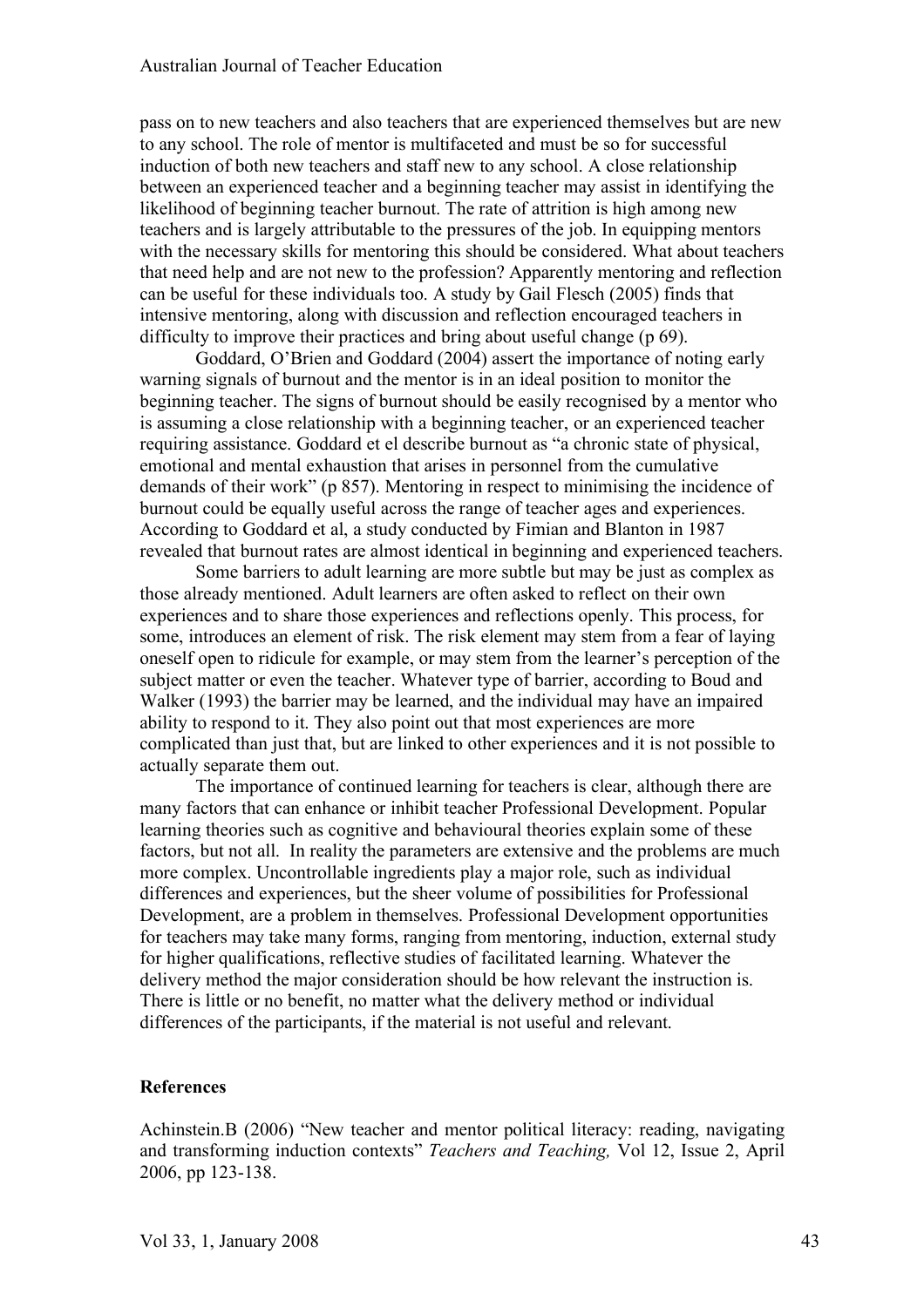pass on to new teachers and also teachers that are experienced themselves but are new to any school. The role of mentor is multifaceted and must be so for successful induction of both new teachers and staff new to any school. A close relationship between an experienced teacher and a beginning teacher may assist in identifying the likelihood of beginning teacher burnout. The rate of attrition is high among new teachers and is largely attributable to the pressures of the job. In equipping mentors with the necessary skills for mentoring this should be considered. What about teachers that need help and are not new to the profession? Apparently mentoring and reflection can be useful for these individuals too. A study by Gail Flesch (2005) finds that intensive mentoring, along with discussion and reflection encouraged teachers in difficulty to improve their practices and bring about useful change (p 69).

Goddard, O'Brien and Goddard (2004) assert the importance of noting early warning signals of burnout and the mentor is in an ideal position to monitor the beginning teacher. The signs of burnout should be easily recognised by a mentor who is assuming a close relationship with a beginning teacher, or an experienced teacher requiring assistance. Goddard et el describe burnout as "a chronic state of physical, emotional and mental exhaustion that arises in personnel from the cumulative demands of their work" (p 857). Mentoring in respect to minimising the incidence of burnout could be equally useful across the range of teacher ages and experiences. According to Goddard et al, a study conducted by Fimian and Blanton in 1987 revealed that burnout rates are almost identical in beginning and experienced teachers.

Some barriers to adult learning are more subtle but may be just as complex as those already mentioned. Adult learners are often asked to reflect on their own experiences and to share those experiences and reflections openly. This process, for some, introduces an element of risk. The risk element may stem from a fear of laying oneself open to ridicule for example, or may stem from the learner's perception of the subject matter or even the teacher. Whatever type of barrier, according to Boud and Walker (1993) the barrier may be learned, and the individual may have an impaired ability to respond to it. They also point out that most experiences are more complicated than just that, but are linked to other experiences and it is not possible to actually separate them out.

The importance of continued learning for teachers is clear, although there are many factors that can enhance or inhibit teacher Professional Development. Popular learning theories such as cognitive and behavioural theories explain some of these factors, but not all. In reality the parameters are extensive and the problems are much more complex. Uncontrollable ingredients play a major role, such as individual differences and experiences, but the sheer volume of possibilities for Professional Development, are a problem in themselves. Professional Development opportunities for teachers may take many forms, ranging from mentoring, induction, external study for higher qualifications, reflective studies of facilitated learning. Whatever the delivery method the major consideration should be how relevant the instruction is. There is little or no benefit, no matter what the delivery method or individual differences of the participants, if the material is not useful and relevant.

## References

Achinstein.B (2006) "New teacher and mentor political literacy: reading, navigating and transforming induction contexts" *Teachers and Teaching,* Vol 12, Issue 2, April 2006, pp 123-138.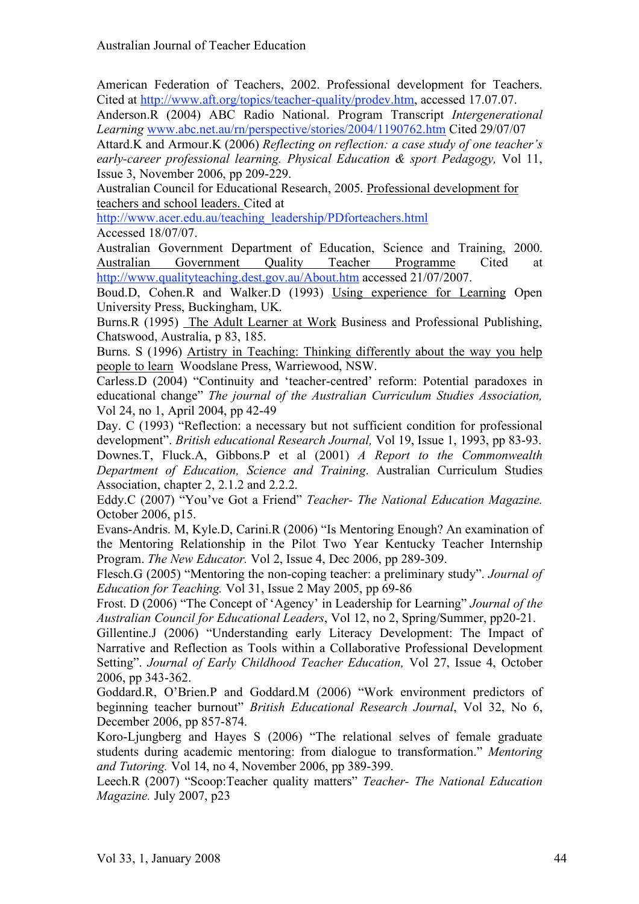American Federation of Teachers, 2002. Professional development for Teachers. Cited at http://www.aft.org/topics/teacher-quality/prodev.htm, accessed 17.07.07.

Anderson.R (2004) ABC Radio National. Program Transcript *Intergenerational Learning* www.abc.net.au/rn/perspective/stories/2004/1190762.htm Cited 29/07/07

Attard.K and Armour.K (2006) *Reflecting on reflection: a case study of one teacher's early-career professional learning. Physical Education & sport Pedagogy,* Vol 11, Issue 3, November 2006, pp 209-229.

Australian Council for Educational Research, 2005. Professional development for teachers and school leaders. Cited at http://www.acer.edu.au/teaching_leadership/PDforteachers.html Accessed 18/07/07.

Australian Government Department of Education, Science and Training, 2000. Australian Government Quality Teacher Programme Cited at http://www.qualityteaching.dest.gov.au/About.htm accessed 21/07/2007.

Boud.D, Cohen.R and Walker.D (1993) Using experience for Learning Open University Press, Buckingham, UK.

Burns.R (1995) The Adult Learner at Work Business and Professional Publishing, Chatswood, Australia, p 83, 185.

Burns. S (1996) Artistry in Teaching: Thinking differently about the way you help people to learn Woodslane Press, Warriewood, NSW.

Carless.D (2004) "Continuity and 'teacher-centred' reform: Potential paradoxes in educational change" *The journal of the Australian Curriculum Studies Association,* Vol 24, no 1, April 2004, pp 42-49

Day. C (1993) "Reflection: a necessary but not sufficient condition for professional development". *British educational Research Journal,* Vol 19, Issue 1, 1993, pp 83-93.

Downes.T, Fluck.A, Gibbons.P et al (2001) *A Report to the Commonwealth Department of Education, Science and Training*. Australian Curriculum Studies Association, chapter 2, 2.1.2 and 2.2.2.

Eddy.C (2007) "You've Got a Friend" *Teacher- The National Education Magazine.* October 2006, p15.

Evans-Andris. M, Kyle.D, Carini.R (2006) "Is Mentoring Enough? An examination of the Mentoring Relationship in the Pilot Two Year Kentucky Teacher Internship Program. *The New Educator.* Vol 2, Issue 4, Dec 2006, pp 289-309.

Flesch.G (2005) "Mentoring the non-coping teacher: a preliminary study". *Journal of Education for Teaching.* Vol 31, Issue 2 May 2005, pp 69-86

Frost. D (2006) "The Concept of 'Agency' in Leadership for Learning" *Journal of the Australian Council for Educational Leaders*, Vol 12, no 2, Spring/Summer, pp20-21.

Gillentine.J (2006) "Understanding early Literacy Development: The Impact of Narrative and Reflection as Tools within a Collaborative Professional Development Setting". *Journal of Early Childhood Teacher Education,* Vol 27, Issue 4, October 2006, pp 343-362.

Goddard.R, O'Brien.P and Goddard.M (2006) "Work environment predictors of beginning teacher burnout" *British Educational Research Journal*, Vol 32, No 6, December 2006, pp 857-874.

Koro-Ljungberg and Hayes S (2006) "The relational selves of female graduate students during academic mentoring: from dialogue to transformation." *Mentoring and Tutoring.* Vol 14, no 4, November 2006, pp 389-399.

Leech.R (2007) "Scoop:Teacher quality matters" *Teacher- The National Education Magazine.* July 2007, p23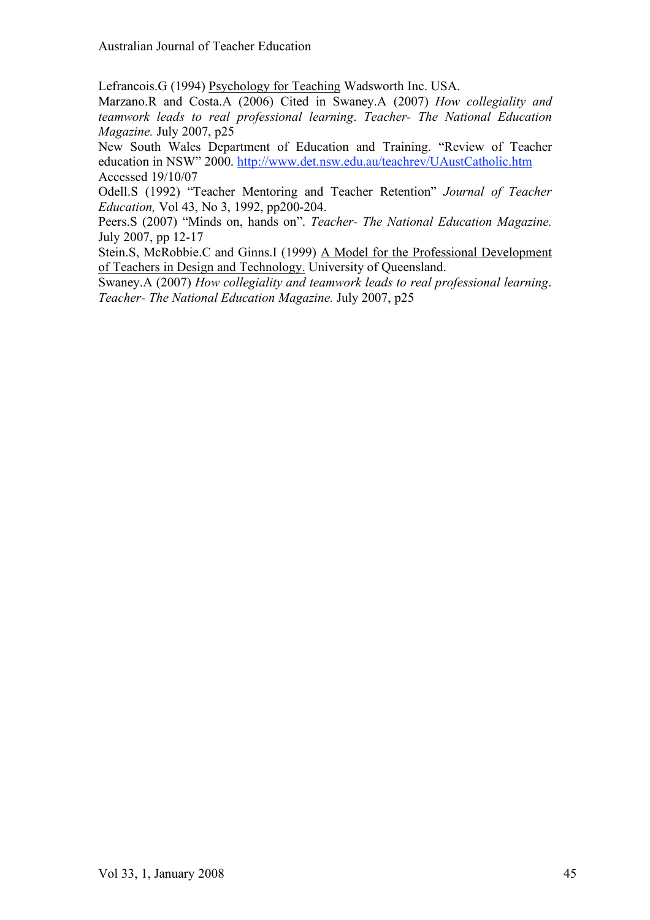Lefrancois.G (1994) Psychology for Teaching Wadsworth Inc. USA.

Marzano.R and Costa.A (2006) Cited in Swaney.A (2007) *How collegiality and teamwork leads to real professional learning*. *Teacher- The National Education Magazine.* July 2007, p25

New South Wales Department of Education and Training. "Review of Teacher education in NSW" 2000. http://www.det.nsw.edu.au/teachrev/UAustCatholic.htm Accessed 19/10/07

Odell.S (1992) "Teacher Mentoring and Teacher Retention" *Journal of Teacher Education,* Vol 43, No 3, 1992, pp200-204.

Peers.S (2007) "Minds on, hands on". *Teacher- The National Education Magazine.* July 2007, pp 12-17

Stein.S, McRobbie.C and Ginns.I (1999) A Model for the Professional Development of Teachers in Design and Technology. University of Queensland.

Swaney.A (2007) *How collegiality and teamwork leads to real professional learning*. *Teacher- The National Education Magazine.* July 2007, p25